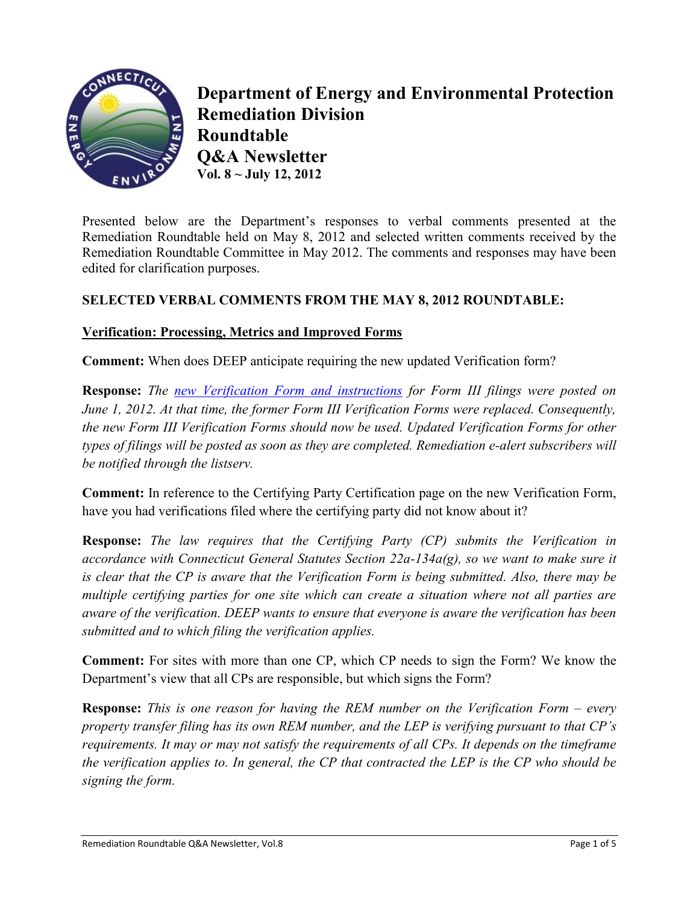# Department of Energy and Environmental Protection
# Remediation Division
# Roundtable
# Q&A Newsletter
**Vol. 8 ~ July 12, 2012**

Presented below are the Department's responses to verbal comments presented at the Remediation Roundtable held on May 8, 2012 and selected written comments received by the Remediation Roundtable Committee in May 2012. The comments and responses may have been edited for clarification purposes.

## SELECTED VERBAL COMMENTS FROM THE MAY 8, 2012 ROUNDTABLE:

### Verification: Processing, Metrics and Improved Forms

**Comment:** When does DEEP anticipate requiring the new updated Verification form?

**Response:** *The new Verification Form and instructions for Form III filings were posted on June 1, 2012. At that time, the former Form III Verification Forms were replaced. Consequently, the new Form III Verification Forms should now be used. Updated Verification Forms for other types of filings will be posted as soon as they are completed. Remediation e-alert subscribers will be notified through the listserv.*

**Comment:** In reference to the Certifying Party Certification page on the new Verification Form, have you had verifications filed where the certifying party did not know about it?

**Response:** *The law requires that the Certifying Party (CP) submits the Verification in accordance with Connecticut General Statutes Section 22a-134a(g), so we want to make sure it is clear that the CP is aware that the Verification Form is being submitted. Also, there may be multiple certifying parties for one site which can create a situation where not all parties are aware of the verification. DEEP wants to ensure that everyone is aware the verification has been submitted and to which filing the verification applies.*

**Comment:** For sites with more than one CP, which CP needs to sign the Form? We know the Department's view that all CPs are responsible, but which signs the Form?

**Response:** *This is one reason for having the REM number on the Verification Form – every property transfer filing has its own REM number, and the LEP is verifying pursuant to that CP's requirements. It may or may not satisfy the requirements of all CPs. It depends on the timeframe the verification applies to. In general, the CP that contracted the LEP is the CP who should be signing the form.*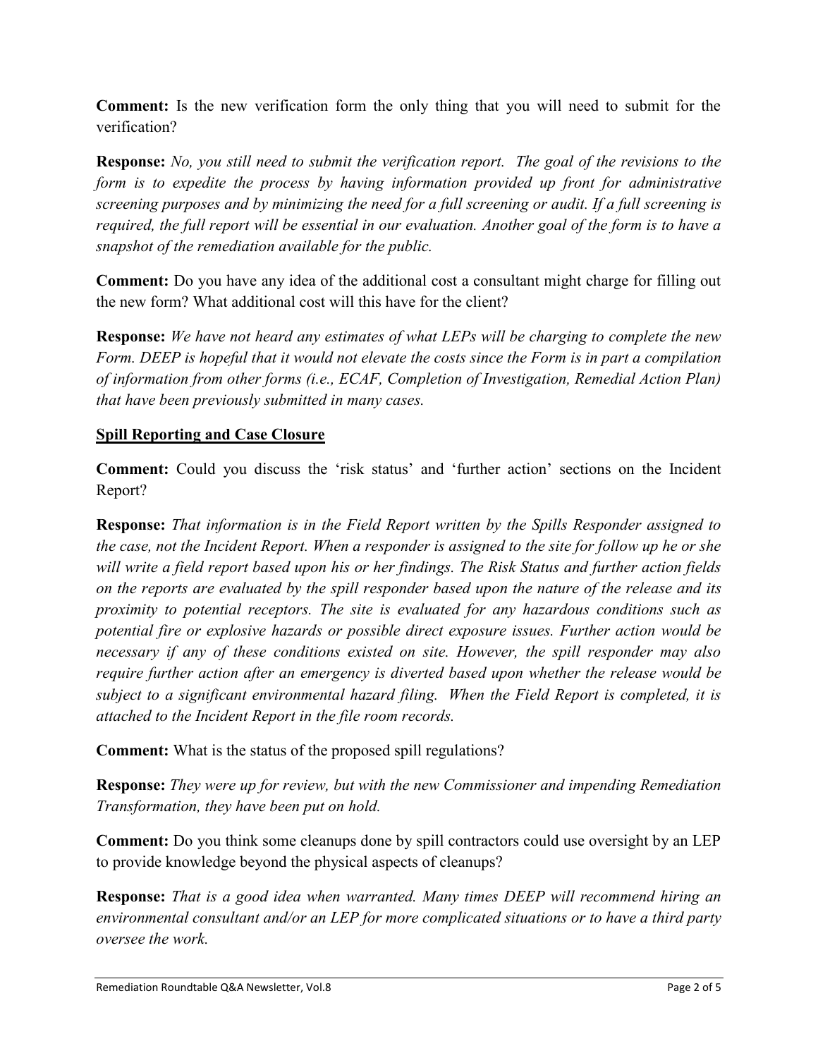**Comment:** Is the new verification form the only thing that you will need to submit for the verification?

**Response:** *No, you still need to submit the verification report. The goal of the revisions to the form is to expedite the process by having information provided up front for administrative screening purposes and by minimizing the need for a full screening or audit. If a full screening is required, the full report will be essential in our evaluation. Another goal of the form is to have a snapshot of the remediation available for the public.*

**Comment:** Do you have any idea of the additional cost a consultant might charge for filling out the new form? What additional cost will this have for the client?

**Response:** *We have not heard any estimates of what LEPs will be charging to complete the new Form. DEEP is hopeful that it would not elevate the costs since the Form is in part a compilation of information from other forms (i.e., ECAF, Completion of Investigation, Remedial Action Plan) that have been previously submitted in many cases.*

## Spill Reporting and Case Closure

**Comment:** Could you discuss the 'risk status' and 'further action' sections on the Incident Report?

**Response:** *That information is in the Field Report written by the Spills Responder assigned to the case, not the Incident Report. When a responder is assigned to the site for follow up he or she will write a field report based upon his or her findings. The Risk Status and further action fields on the reports are evaluated by the spill responder based upon the nature of the release and its proximity to potential receptors. The site is evaluated for any hazardous conditions such as potential fire or explosive hazards or possible direct exposure issues. Further action would be necessary if any of these conditions existed on site. However, the spill responder may also require further action after an emergency is diverted based upon whether the release would be subject to a significant environmental hazard filing. When the Field Report is completed, it is attached to the Incident Report in the file room records.*

**Comment:** What is the status of the proposed spill regulations?

**Response:** *They were up for review, but with the new Commissioner and impending Remediation Transformation, they have been put on hold.*

**Comment:** Do you think some cleanups done by spill contractors could use oversight by an LEP to provide knowledge beyond the physical aspects of cleanups?

**Response:** *That is a good idea when warranted. Many times DEEP will recommend hiring an environmental consultant and/or an LEP for more complicated situations or to have a third party oversee the work.*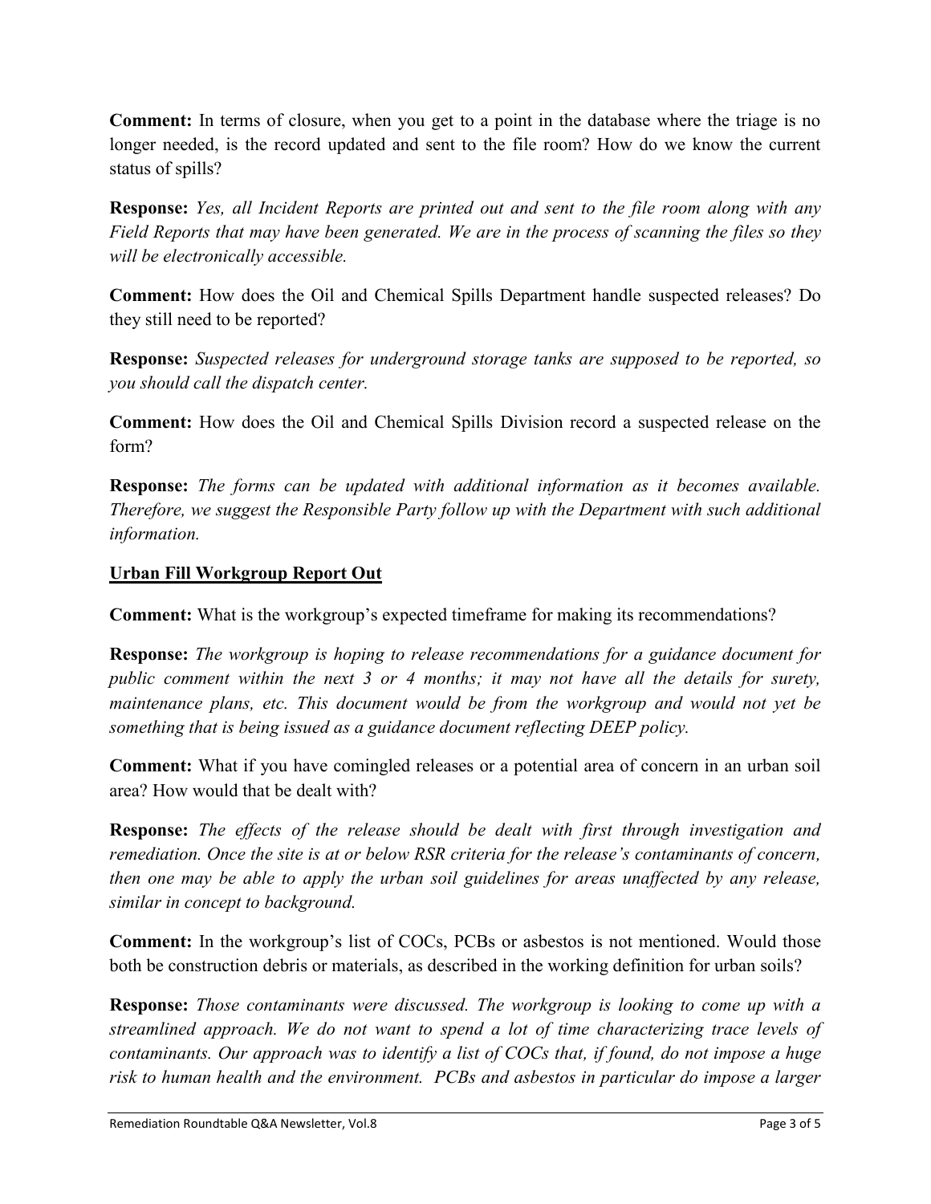**Comment:** In terms of closure, when you get to a point in the database where the triage is no longer needed, is the record updated and sent to the file room? How do we know the current status of spills?

**Response:** *Yes, all Incident Reports are printed out and sent to the file room along with any Field Reports that may have been generated. We are in the process of scanning the files so they will be electronically accessible.*

**Comment:** How does the Oil and Chemical Spills Department handle suspected releases? Do they still need to be reported?

**Response:** *Suspected releases for underground storage tanks are supposed to be reported, so you should call the dispatch center.*

**Comment:** How does the Oil and Chemical Spills Division record a suspected release on the form?

**Response:** *The forms can be updated with additional information as it becomes available. Therefore, we suggest the Responsible Party follow up with the Department with such additional information.*

## Urban Fill Workgroup Report Out

**Comment:** What is the workgroup's expected timeframe for making its recommendations?

**Response:** *The workgroup is hoping to release recommendations for a guidance document for public comment within the next 3 or 4 months; it may not have all the details for surety, maintenance plans, etc. This document would be from the workgroup and would not yet be something that is being issued as a guidance document reflecting DEEP policy.*

**Comment:** What if you have comingled releases or a potential area of concern in an urban soil area? How would that be dealt with?

**Response:** *The effects of the release should be dealt with first through investigation and remediation. Once the site is at or below RSR criteria for the release's contaminants of concern, then one may be able to apply the urban soil guidelines for areas unaffected by any release, similar in concept to background.*

**Comment:** In the workgroup's list of COCs, PCBs or asbestos is not mentioned. Would those both be construction debris or materials, as described in the working definition for urban soils?

**Response:** *Those contaminants were discussed. The workgroup is looking to come up with a streamlined approach. We do not want to spend a lot of time characterizing trace levels of contaminants. Our approach was to identify a list of COCs that, if found, do not impose a huge risk to human health and the environment. PCBs and asbestos in particular do impose a larger*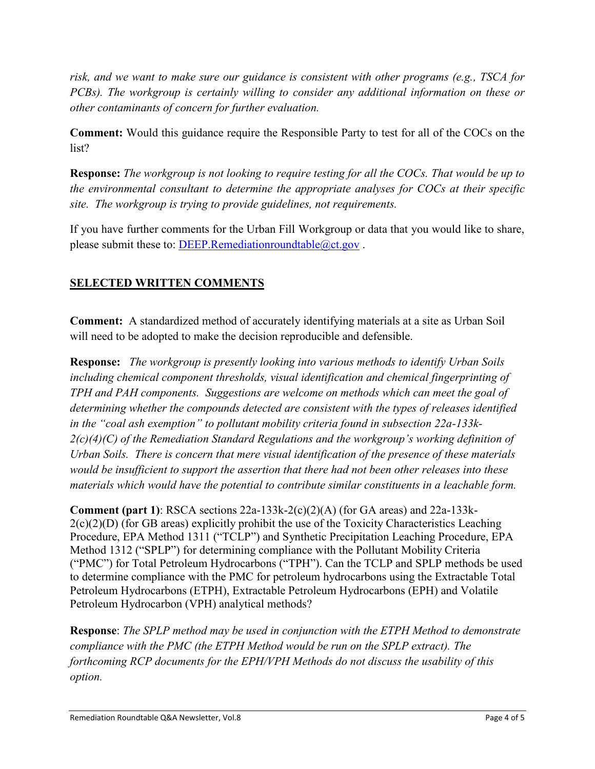*risk, and we want to make sure our guidance is consistent with other programs (e.g., TSCA for PCBs). The workgroup is certainly willing to consider any additional information on these or other contaminants of concern for further evaluation.*

**Comment:** Would this guidance require the Responsible Party to test for all of the COCs on the list?

**Response:** *The workgroup is not looking to require testing for all the COCs. That would be up to the environmental consultant to determine the appropriate analyses for COCs at their specific site. The workgroup is trying to provide guidelines, not requirements.*

If you have further comments for the Urban Fill Workgroup or data that you would like to share, please submit these to: [DEEP.Remediationroundtable@ct.gov](mailto:DEEP.Remediationroundtable@ct.gov) .

## SELECTED WRITTEN COMMENTS

**Comment:** A standardized method of accurately identifying materials at a site as Urban Soil will need to be adopted to make the decision reproducible and defensible.

**Response:** *The workgroup is presently looking into various methods to identify Urban Soils including chemical component thresholds, visual identification and chemical fingerprinting of TPH and PAH components. Suggestions are welcome on methods which can meet the goal of determining whether the compounds detected are consistent with the types of releases identified in the "coal ash exemption" to pollutant mobility criteria found in subsection 22a-133k-2(c)(4)(C) of the Remediation Standard Regulations and the workgroup's working definition of Urban Soils. There is concern that mere visual identification of the presence of these materials would be insufficient to support the assertion that there had not been other releases into these materials which would have the potential to contribute similar constituents in a leachable form.*

**Comment (part 1)**: RSCA sections 22a-133k-2(c)(2)(A) (for GA areas) and 22a-133k-2(c)(2)(D) (for GB areas) explicitly prohibit the use of the Toxicity Characteristics Leaching Procedure, EPA Method 1311 ("TCLP") and Synthetic Precipitation Leaching Procedure, EPA Method 1312 ("SPLP") for determining compliance with the Pollutant Mobility Criteria ("PMC") for Total Petroleum Hydrocarbons ("TPH"). Can the TCLP and SPLP methods be used to determine compliance with the PMC for petroleum hydrocarbons using the Extractable Total Petroleum Hydrocarbons (ETPH), Extractable Petroleum Hydrocarbons (EPH) and Volatile Petroleum Hydrocarbon (VPH) analytical methods?

**Response**: *The SPLP method may be used in conjunction with the ETPH Method to demonstrate compliance with the PMC (the ETPH Method would be run on the SPLP extract). The forthcoming RCP documents for the EPH/VPH Methods do not discuss the usability of this option.*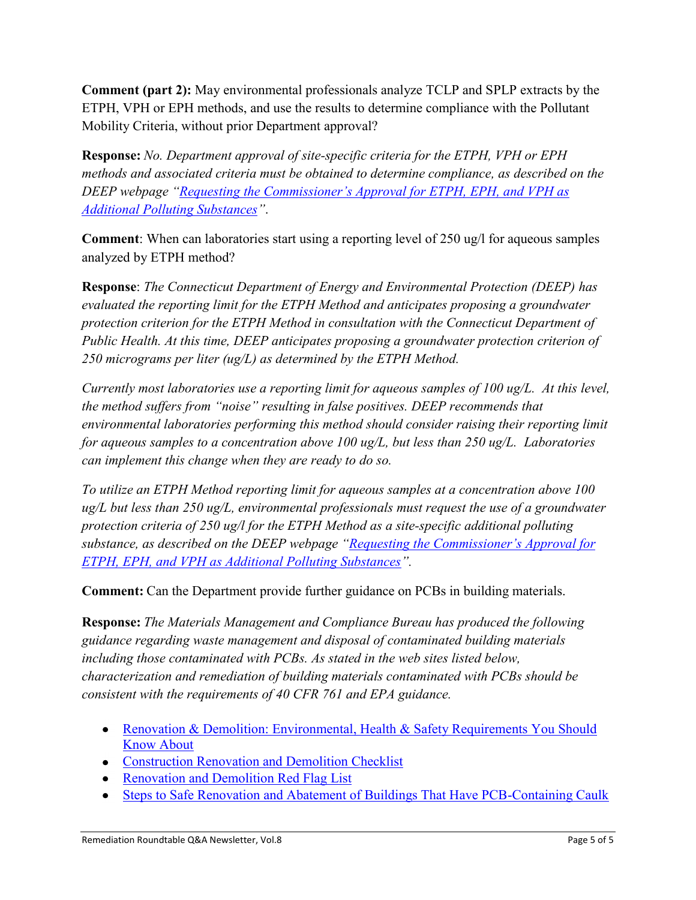**Comment (part 2):** May environmental professionals analyze TCLP and SPLP extracts by the ETPH, VPH or EPH methods, and use the results to determine compliance with the Pollutant Mobility Criteria, without prior Department approval?

**Response:** *No. Department approval of site-specific criteria for the ETPH, VPH or EPH methods and associated criteria must be obtained to determine compliance, as described on the DEEP webpage "[Requesting the Commissioner's Approval for ETPH, EPH, and VPH as Additional Polluting Substances](#)".*

**Comment**: When can laboratories start using a reporting level of 250 ug/l for aqueous samples analyzed by ETPH method?

**Response**: *The Connecticut Department of Energy and Environmental Protection (DEEP) has evaluated the reporting limit for the ETPH Method and anticipates proposing a groundwater protection criterion for the ETPH Method in consultation with the Connecticut Department of Public Health. At this time, DEEP anticipates proposing a groundwater protection criterion of 250 micrograms per liter (ug/L) as determined by the ETPH Method.*

*Currently most laboratories use a reporting limit for aqueous samples of 100 ug/L. At this level, the method suffers from "noise" resulting in false positives. DEEP recommends that environmental laboratories performing this method should consider raising their reporting limit for aqueous samples to a concentration above 100 ug/L, but less than 250 ug/L. Laboratories can implement this change when they are ready to do so.*

*To utilize an ETPH Method reporting limit for aqueous samples at a concentration above 100 ug/L but less than 250 ug/L, environmental professionals must request the use of a groundwater protection criteria of 250 ug/l for the ETPH Method as a site-specific additional polluting substance, as described on the DEEP webpage "[Requesting the Commissioner's Approval for ETPH, EPH, and VPH as Additional Polluting Substances](#)".*

**Comment:** Can the Department provide further guidance on PCBs in building materials.

**Response:** *The Materials Management and Compliance Bureau has produced the following guidance regarding waste management and disposal of contaminated building materials including those contaminated with PCBs. As stated in the web sites listed below, characterization and remediation of building materials contaminated with PCBs should be consistent with the requirements of 40 CFR 761 and EPA guidance.*

- [Renovation & Demolition: Environmental, Health & Safety Requirements You Should Know About](#)
- [Construction Renovation and Demolition Checklist](#)
- [Renovation and Demolition Red Flag List](#)
- [Steps to Safe Renovation and Abatement of Buildings That Have PCB-Containing Caulk](#)